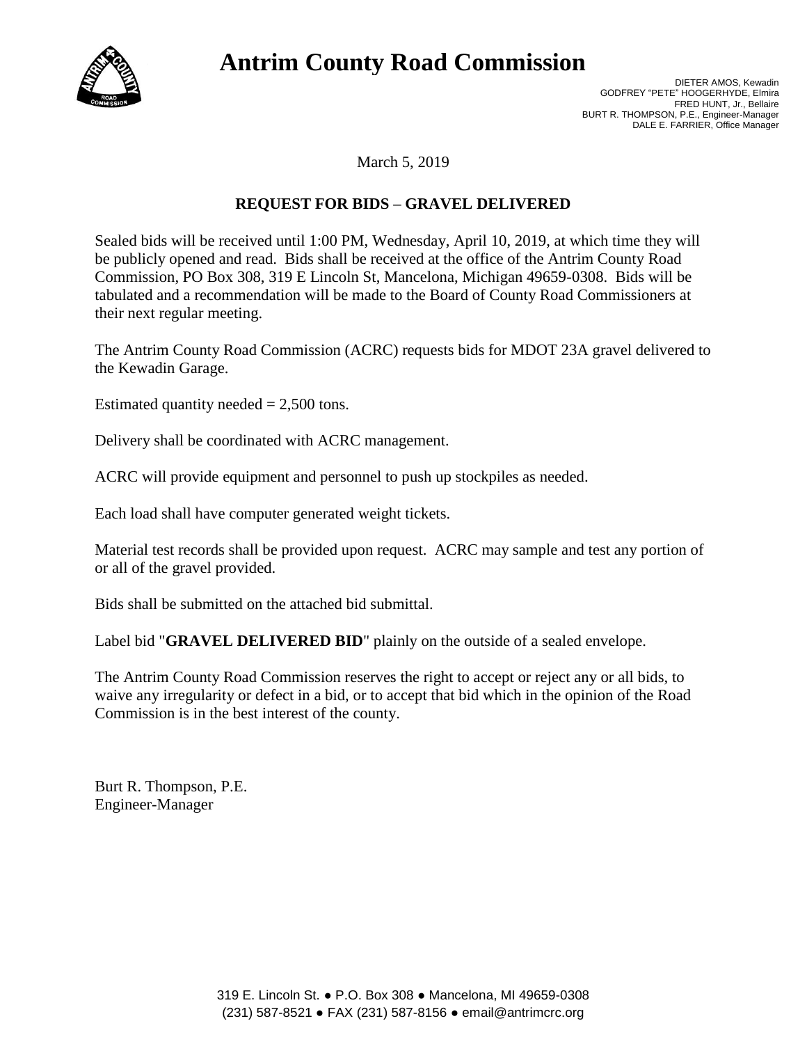# Antrim County Road Commission

DIETER AMOS, Kewadin
GODFREY "PETE" HOOGERHYDE, Elmira
FRED HUNT, Jr., Bellaire
BURT R. THOMPSON, P.E., Engineer-Manager
DALE E. FARRIER, Office Manager

March 5, 2019

## REQUEST FOR BIDS – GRAVEL DELIVERED

Sealed bids will be received until 1:00 PM, Wednesday, April 10, 2019, at which time they will be publicly opened and read. Bids shall be received at the office of the Antrim County Road Commission, PO Box 308, 319 E Lincoln St, Mancelona, Michigan 49659-0308. Bids will be tabulated and a recommendation will be made to the Board of County Road Commissioners at their next regular meeting.

The Antrim County Road Commission (ACRC) requests bids for MDOT 23A gravel delivered to the Kewadin Garage.

Estimated quantity needed = 2,500 tons.

Delivery shall be coordinated with ACRC management.

ACRC will provide equipment and personnel to push up stockpiles as needed.

Each load shall have computer generated weight tickets.

Material test records shall be provided upon request. ACRC may sample and test any portion of or all of the gravel provided.

Bids shall be submitted on the attached bid submittal.

Label bid "**GRAVEL DELIVERED BID**" plainly on the outside of a sealed envelope.

The Antrim County Road Commission reserves the right to accept or reject any or all bids, to waive any irregularity or defect in a bid, or to accept that bid which in the opinion of the Road Commission is in the best interest of the county.

Burt R. Thompson, P.E.
Engineer-Manager

319 E. Lincoln St. ● P.O. Box 308 ● Mancelona, MI 49659-0308
(231) 587-8521 ● FAX (231) 587-8156 ● email@antrimcrc.org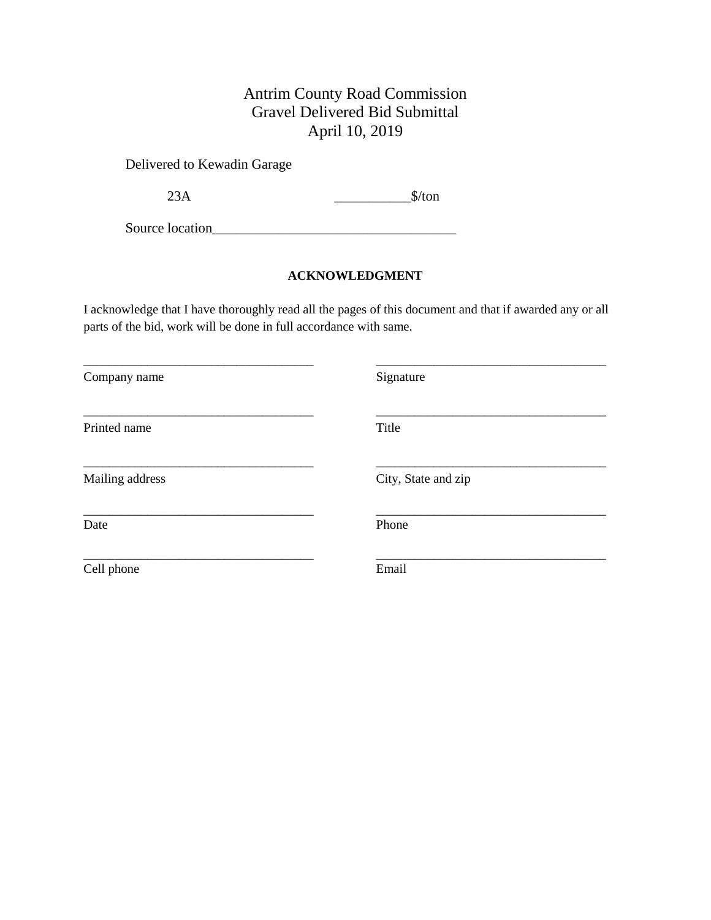# Antrim County Road Commission
## Gravel Delivered Bid Submittal
## April 10, 2019

Delivered to Kewadin Garage

23A ___________$/ton

Source location___________________________________

**ACKNOWLEDGMENT**

I acknowledge that I have thoroughly read all the pages of this document and that if awarded any or all parts of the bid, work will be done in full accordance with same.

| | |
|---|---|
| ___________________________________ | ___________________________________ |
| Company name | Signature |
| ___________________________________ | ___________________________________ |
| Printed name | Title |
| ___________________________________ | ___________________________________ |
| Mailing address | City, State and zip |
| ___________________________________ | ___________________________________ |
| Date | Phone |
| ___________________________________ | ___________________________________ |
| Cell phone | Email |